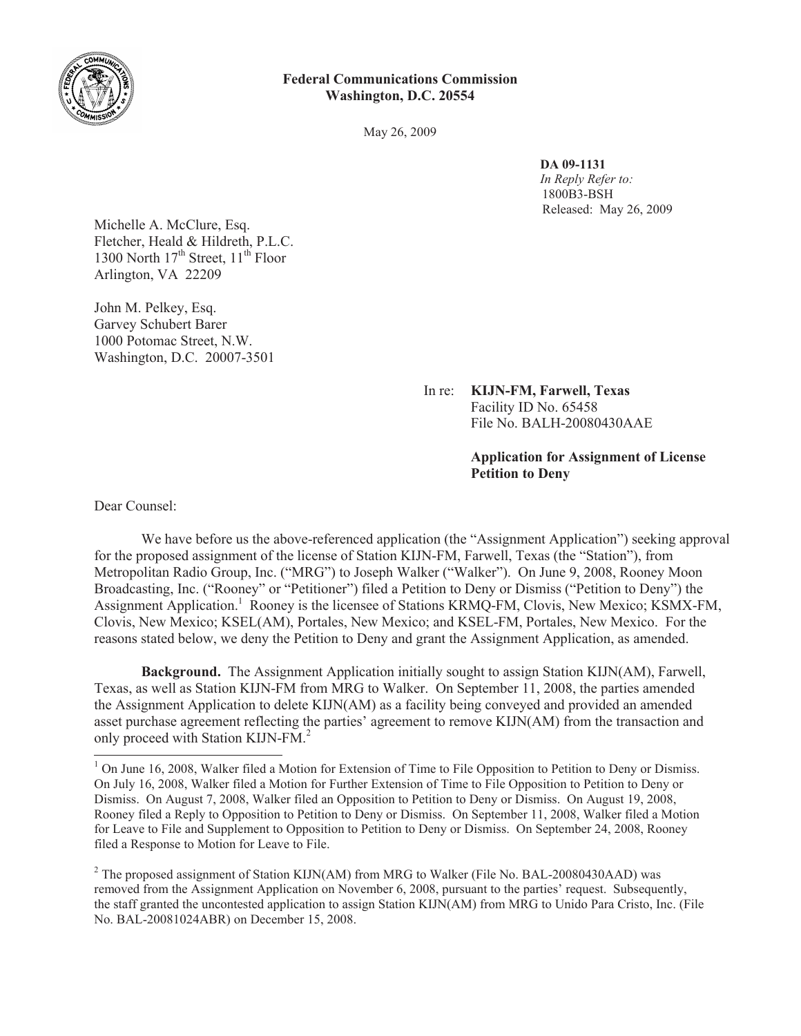**Federal Communications Commission**
**Washington, D.C. 20554**

May 26, 2009

**DA 09-1131**
*In Reply Refer to:*
1800B3-BSH
Released: May 26, 2009

Michelle A. McClure, Esq.
Fletcher, Heald & Hildreth, P.L.C.
1300 North 17th Street, 11th Floor
Arlington, VA 22209

John M. Pelkey, Esq.
Garvey Schubert Barer
1000 Potomac Street, N.W.
Washington, D.C. 20007-3501

In re: **KIJN-FM, Farwell, Texas**
Facility ID No. 65458
File No. BALH-20080430AAE

**Application for Assignment of License**
**Petition to Deny**

Dear Counsel:

We have before us the above-referenced application (the "Assignment Application") seeking approval for the proposed assignment of the license of Station KIJN-FM, Farwell, Texas (the "Station"), from Metropolitan Radio Group, Inc. ("MRG") to Joseph Walker ("Walker"). On June 9, 2008, Rooney Moon Broadcasting, Inc. ("Rooney" or "Petitioner") filed a Petition to Deny or Dismiss ("Petition to Deny") the Assignment Application.[1] Rooney is the licensee of Stations KRMQ-FM, Clovis, New Mexico; KSMX-FM, Clovis, New Mexico; KSEL(AM), Portales, New Mexico; and KSEL-FM, Portales, New Mexico. For the reasons stated below, we deny the Petition to Deny and grant the Assignment Application, as amended.

**Background.** The Assignment Application initially sought to assign Station KIJN(AM), Farwell, Texas, as well as Station KIJN-FM from MRG to Walker. On September 11, 2008, the parties amended the Assignment Application to delete KIJN(AM) as a facility being conveyed and provided an amended asset purchase agreement reflecting the parties' agreement to remove KIJN(AM) from the transaction and only proceed with Station KIJN-FM.[2]

[1] On June 16, 2008, Walker filed a Motion for Extension of Time to File Opposition to Petition to Deny or Dismiss. On July 16, 2008, Walker filed a Motion for Further Extension of Time to File Opposition to Petition to Deny or Dismiss. On August 7, 2008, Walker filed an Opposition to Petition to Deny or Dismiss. On August 19, 2008, Rooney filed a Reply to Opposition to Petition to Deny or Dismiss. On September 11, 2008, Walker filed a Motion for Leave to File and Supplement to Opposition to Petition to Deny or Dismiss. On September 24, 2008, Rooney filed a Response to Motion for Leave to File.

[2] The proposed assignment of Station KIJN(AM) from MRG to Walker (File No. BAL-20080430AAD) was removed from the Assignment Application on November 6, 2008, pursuant to the parties' request. Subsequently, the staff granted the uncontested application to assign Station KIJN(AM) from MRG to Unido Para Cristo, Inc. (File No. BAL-20081024ABR) on December 15, 2008.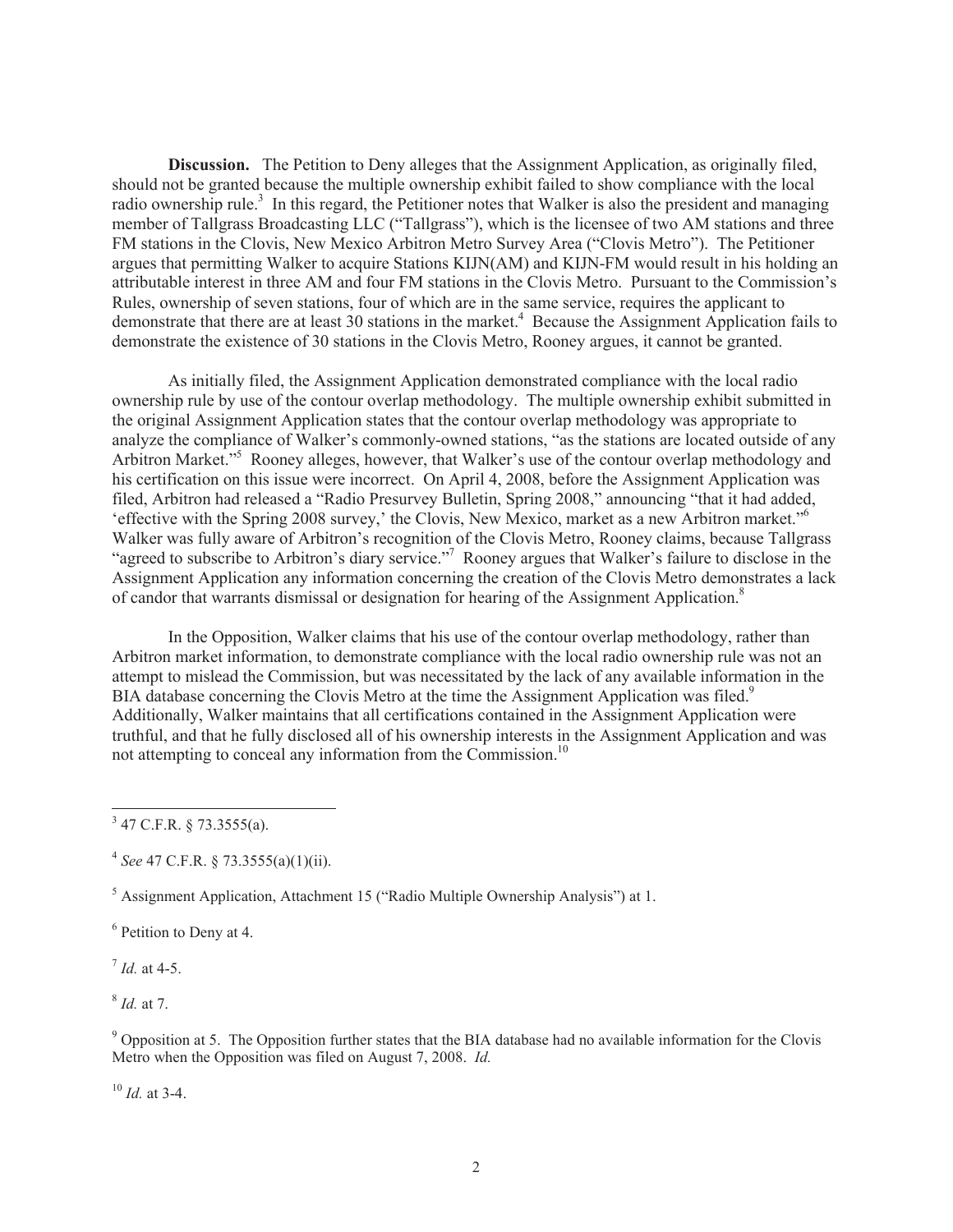**Discussion.** The Petition to Deny alleges that the Assignment Application, as originally filed, should not be granted because the multiple ownership exhibit failed to show compliance with the local radio ownership rule.[3] In this regard, the Petitioner notes that Walker is also the president and managing member of Tallgrass Broadcasting LLC ("Tallgrass"), which is the licensee of two AM stations and three FM stations in the Clovis, New Mexico Arbitron Metro Survey Area ("Clovis Metro"). The Petitioner argues that permitting Walker to acquire Stations KIJN(AM) and KIJN-FM would result in his holding an attributable interest in three AM and four FM stations in the Clovis Metro. Pursuant to the Commission's Rules, ownership of seven stations, four of which are in the same service, requires the applicant to demonstrate that there are at least 30 stations in the market.[4] Because the Assignment Application fails to demonstrate the existence of 30 stations in the Clovis Metro, Rooney argues, it cannot be granted.

As initially filed, the Assignment Application demonstrated compliance with the local radio ownership rule by use of the contour overlap methodology. The multiple ownership exhibit submitted in the original Assignment Application states that the contour overlap methodology was appropriate to analyze the compliance of Walker's commonly-owned stations, "as the stations are located outside of any Arbitron Market."[5] Rooney alleges, however, that Walker's use of the contour overlap methodology and his certification on this issue were incorrect. On April 4, 2008, before the Assignment Application was filed, Arbitron had released a "Radio Presurvey Bulletin, Spring 2008," announcing "that it had added, 'effective with the Spring 2008 survey,' the Clovis, New Mexico, market as a new Arbitron market."[6] Walker was fully aware of Arbitron's recognition of the Clovis Metro, Rooney claims, because Tallgrass "agreed to subscribe to Arbitron's diary service."[7] Rooney argues that Walker's failure to disclose in the Assignment Application any information concerning the creation of the Clovis Metro demonstrates a lack of candor that warrants dismissal or designation for hearing of the Assignment Application.[8]

In the Opposition, Walker claims that his use of the contour overlap methodology, rather than Arbitron market information, to demonstrate compliance with the local radio ownership rule was not an attempt to mislead the Commission, but was necessitated by the lack of any available information in the BIA database concerning the Clovis Metro at the time the Assignment Application was filed.[9] Additionally, Walker maintains that all certifications contained in the Assignment Application were truthful, and that he fully disclosed all of his ownership interests in the Assignment Application and was not attempting to conceal any information from the Commission.[10]

---

[3] 47 C.F.R. § 73.3555(a).

[4] *See* 47 C.F.R. § 73.3555(a)(1)(ii).

[5] Assignment Application, Attachment 15 ("Radio Multiple Ownership Analysis") at 1.

[6] Petition to Deny at 4.

[7] *Id.* at 4-5.

[8] *Id.* at 7.

[9] Opposition at 5. The Opposition further states that the BIA database had no available information for the Clovis Metro when the Opposition was filed on August 7, 2008. *Id.*

[10] *Id.* at 3-4.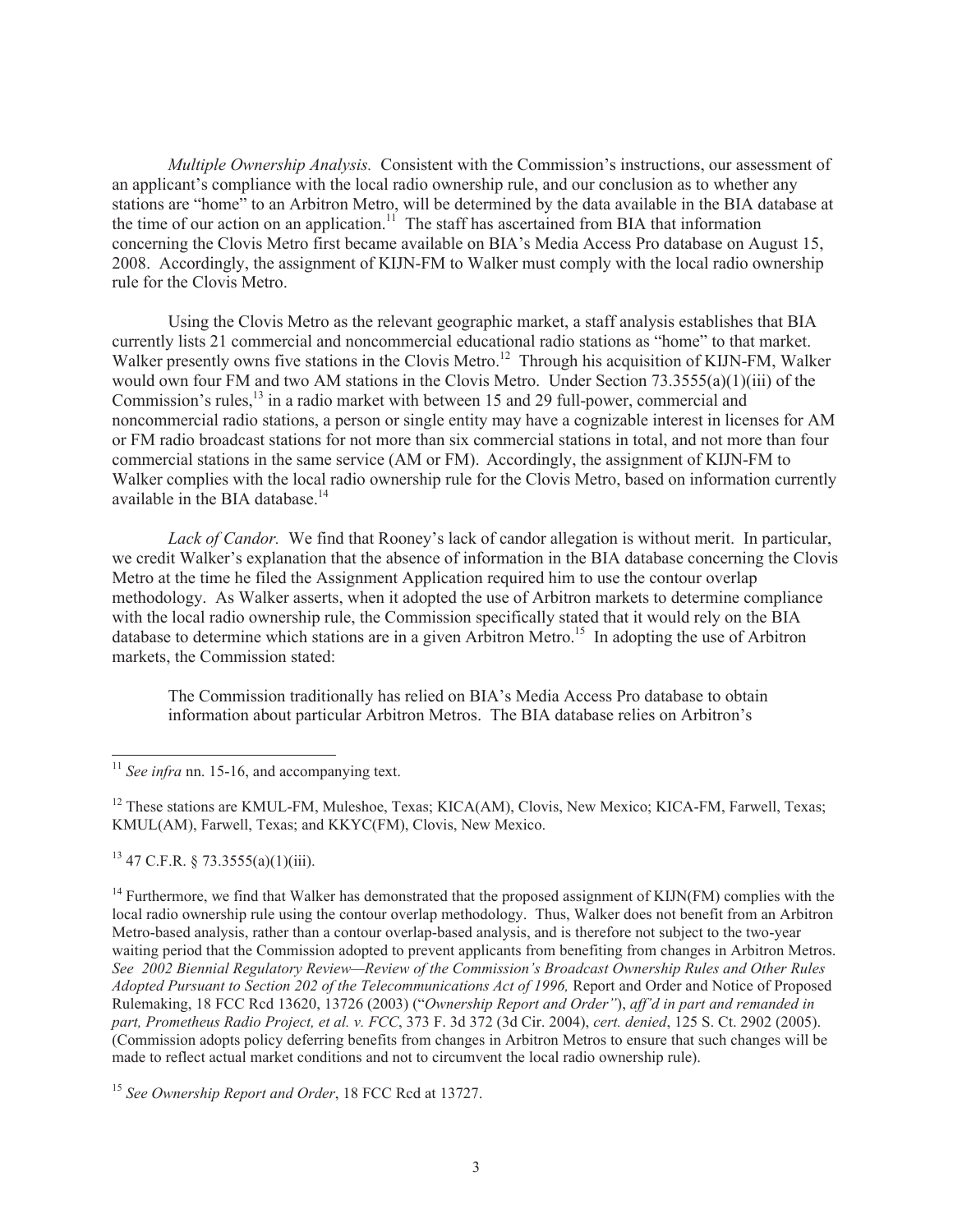*Multiple Ownership Analysis.* Consistent with the Commission's instructions, our assessment of an applicant's compliance with the local radio ownership rule, and our conclusion as to whether any stations are "home" to an Arbitron Metro, will be determined by the data available in the BIA database at the time of our action on an application.[11] The staff has ascertained from BIA that information concerning the Clovis Metro first became available on BIA's Media Access Pro database on August 15, 2008. Accordingly, the assignment of KIJN-FM to Walker must comply with the local radio ownership rule for the Clovis Metro.

Using the Clovis Metro as the relevant geographic market, a staff analysis establishes that BIA currently lists 21 commercial and noncommercial educational radio stations as "home" to that market. Walker presently owns five stations in the Clovis Metro.[12] Through his acquisition of KIJN-FM, Walker would own four FM and two AM stations in the Clovis Metro. Under Section 73.3555(a)(1)(iii) of the Commission's rules,[13] in a radio market with between 15 and 29 full-power, commercial and noncommercial radio stations, a person or single entity may have a cognizable interest in licenses for AM or FM radio broadcast stations for not more than six commercial stations in total, and not more than four commercial stations in the same service (AM or FM). Accordingly, the assignment of KIJN-FM to Walker complies with the local radio ownership rule for the Clovis Metro, based on information currently available in the BIA database.[14]

*Lack of Candor.* We find that Rooney's lack of candor allegation is without merit. In particular, we credit Walker's explanation that the absence of information in the BIA database concerning the Clovis Metro at the time he filed the Assignment Application required him to use the contour overlap methodology. As Walker asserts, when it adopted the use of Arbitron markets to determine compliance with the local radio ownership rule, the Commission specifically stated that it would rely on the BIA database to determine which stations are in a given Arbitron Metro.[15] In adopting the use of Arbitron markets, the Commission stated:

> The Commission traditionally has relied on BIA's Media Access Pro database to obtain information about particular Arbitron Metros. The BIA database relies on Arbitron's

---

[11] *See infra* nn. 15-16, and accompanying text.

[12] These stations are KMUL-FM, Muleshoe, Texas; KICA(AM), Clovis, New Mexico; KICA-FM, Farwell, Texas; KMUL(AM), Farwell, Texas; and KKYC(FM), Clovis, New Mexico.

[13] 47 C.F.R. § 73.3555(a)(1)(iii).

[14] Furthermore, we find that Walker has demonstrated that the proposed assignment of KIJN(FM) complies with the local radio ownership rule using the contour overlap methodology. Thus, Walker does not benefit from an Arbitron Metro-based analysis, rather than a contour overlap-based analysis, and is therefore not subject to the two-year waiting period that the Commission adopted to prevent applicants from benefiting from changes in Arbitron Metros. *See 2002 Biennial Regulatory Review—Review of the Commission's Broadcast Ownership Rules and Other Rules Adopted Pursuant to Section 202 of the Telecommunications Act of 1996,* Report and Order and Notice of Proposed Rulemaking, 18 FCC Rcd 13620, 13726 (2003) ("*Ownership Report and Order"*), *aff'd in part and remanded in part, Prometheus Radio Project, et al. v. FCC*, 373 F. 3d 372 (3d Cir. 2004), *cert. denied*, 125 S. Ct. 2902 (2005). (Commission adopts policy deferring benefits from changes in Arbitron Metros to ensure that such changes will be made to reflect actual market conditions and not to circumvent the local radio ownership rule).

[15] *See Ownership Report and Order*, 18 FCC Rcd at 13727.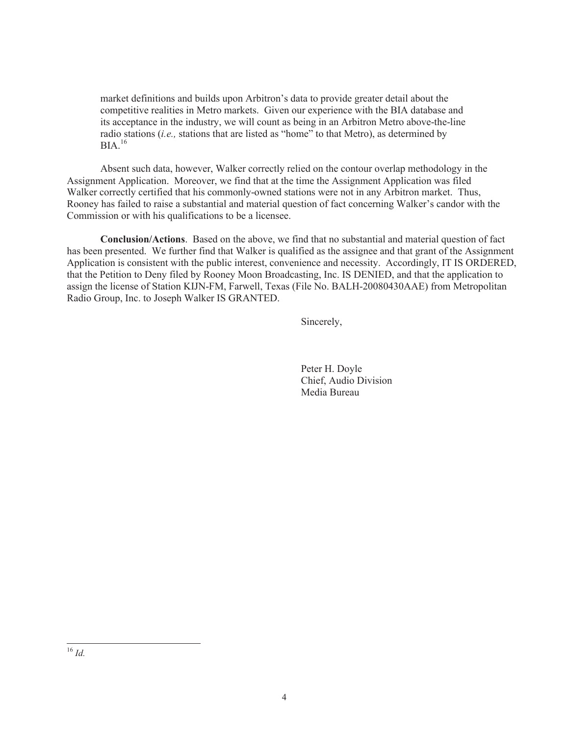market definitions and builds upon Arbitron's data to provide greater detail about the competitive realities in Metro markets. Given our experience with the BIA database and its acceptance in the industry, we will count as being in an Arbitron Metro above-the-line radio stations (*i.e.,* stations that are listed as "home" to that Metro), as determined by BIA.[16]

Absent such data, however, Walker correctly relied on the contour overlap methodology in the Assignment Application. Moreover, we find that at the time the Assignment Application was filed Walker correctly certified that his commonly-owned stations were not in any Arbitron market. Thus, Rooney has failed to raise a substantial and material question of fact concerning Walker's candor with the Commission or with his qualifications to be a licensee.

**Conclusion/Actions**. Based on the above, we find that no substantial and material question of fact has been presented. We further find that Walker is qualified as the assignee and that grant of the Assignment Application is consistent with the public interest, convenience and necessity. Accordingly, IT IS ORDERED, that the Petition to Deny filed by Rooney Moon Broadcasting, Inc. IS DENIED, and that the application to assign the license of Station KIJN-FM, Farwell, Texas (File No. BALH-20080430AAE) from Metropolitan Radio Group, Inc. to Joseph Walker IS GRANTED.

Sincerely,

Peter H. Doyle
Chief, Audio Division
Media Bureau

---

[16] *Id.*